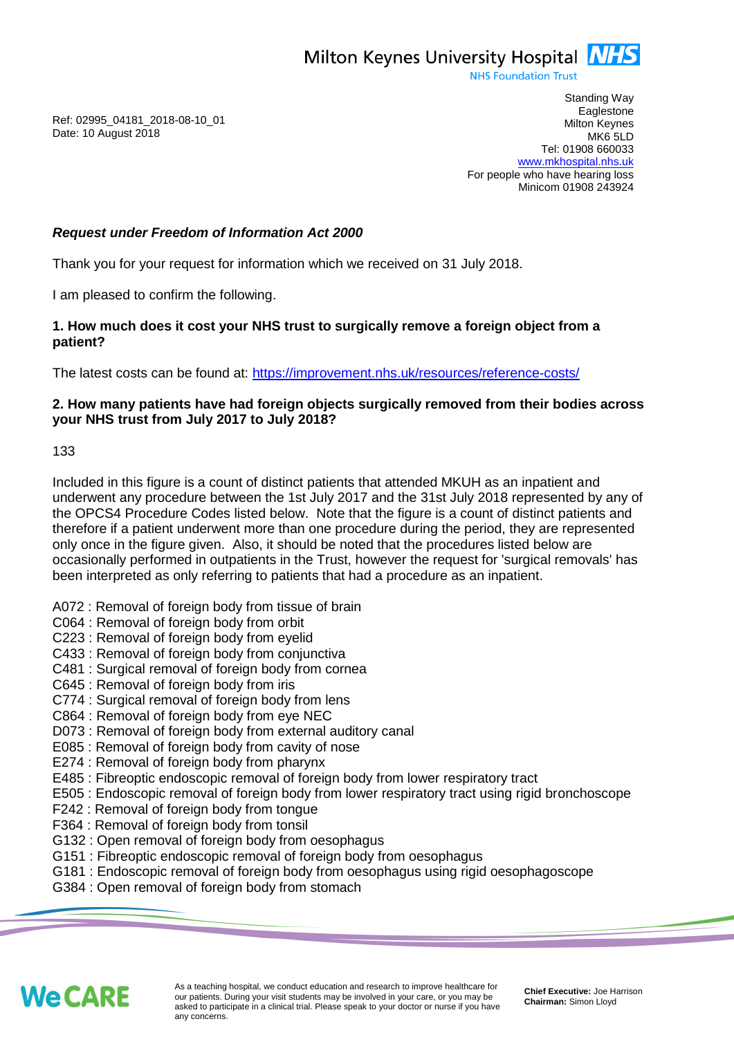Milton Keynes University Hospital NHS
NHS Foundation Trust

Standing Way
Eaglestone
Milton Keynes
MK6 5LD
Tel: 01908 660033
www.mkhospital.nhs.uk
For people who have hearing loss
Minicom 01908 243924

Ref: 02995_04181_2018-08-10_01
Date: 10 August 2018

***Request under Freedom of Information Act 2000***

Thank you for your request for information which we received on 31 July 2018.

I am pleased to confirm the following.

**1. How much does it cost your NHS trust to surgically remove a foreign object from a patient?**

The latest costs can be found at: https://improvement.nhs.uk/resources/reference-costs/

**2. How many patients have had foreign objects surgically removed from their bodies across your NHS trust from July 2017 to July 2018?**

133

Included in this figure is a count of distinct patients that attended MKUH as an inpatient and underwent any procedure between the 1st July 2017 and the 31st July 2018 represented by any of the OPCS4 Procedure Codes listed below. Note that the figure is a count of distinct patients and therefore if a patient underwent more than one procedure during the period, they are represented only once in the figure given. Also, it should be noted that the procedures listed below are occasionally performed in outpatients in the Trust, however the request for 'surgical removals' has been interpreted as only referring to patients that had a procedure as an inpatient.

A072 : Removal of foreign body from tissue of brain
C064 : Removal of foreign body from orbit
C223 : Removal of foreign body from eyelid
C433 : Removal of foreign body from conjunctiva
C481 : Surgical removal of foreign body from cornea
C645 : Removal of foreign body from iris
C774 : Surgical removal of foreign body from lens
C864 : Removal of foreign body from eye NEC
D073 : Removal of foreign body from external auditory canal
E085 : Removal of foreign body from cavity of nose
E274 : Removal of foreign body from pharynx
E485 : Fibreoptic endoscopic removal of foreign body from lower respiratory tract
E505 : Endoscopic removal of foreign body from lower respiratory tract using rigid bronchoscope
F242 : Removal of foreign body from tongue
F364 : Removal of foreign body from tonsil
G132 : Open removal of foreign body from oesophagus
G151 : Fibreoptic endoscopic removal of foreign body from oesophagus
G181 : Endoscopic removal of foreign body from oesophagus using rigid oesophagoscope
G384 : Open removal of foreign body from stomach

We CARE

As a teaching hospital, we conduct education and research to improve healthcare for our patients. During your visit students may be involved in your care, or you may be asked to participate in a clinical trial. Please speak to your doctor or nurse if you have any concerns.

**Chief Executive:** Joe Harrison
**Chairman:** Simon Lloyd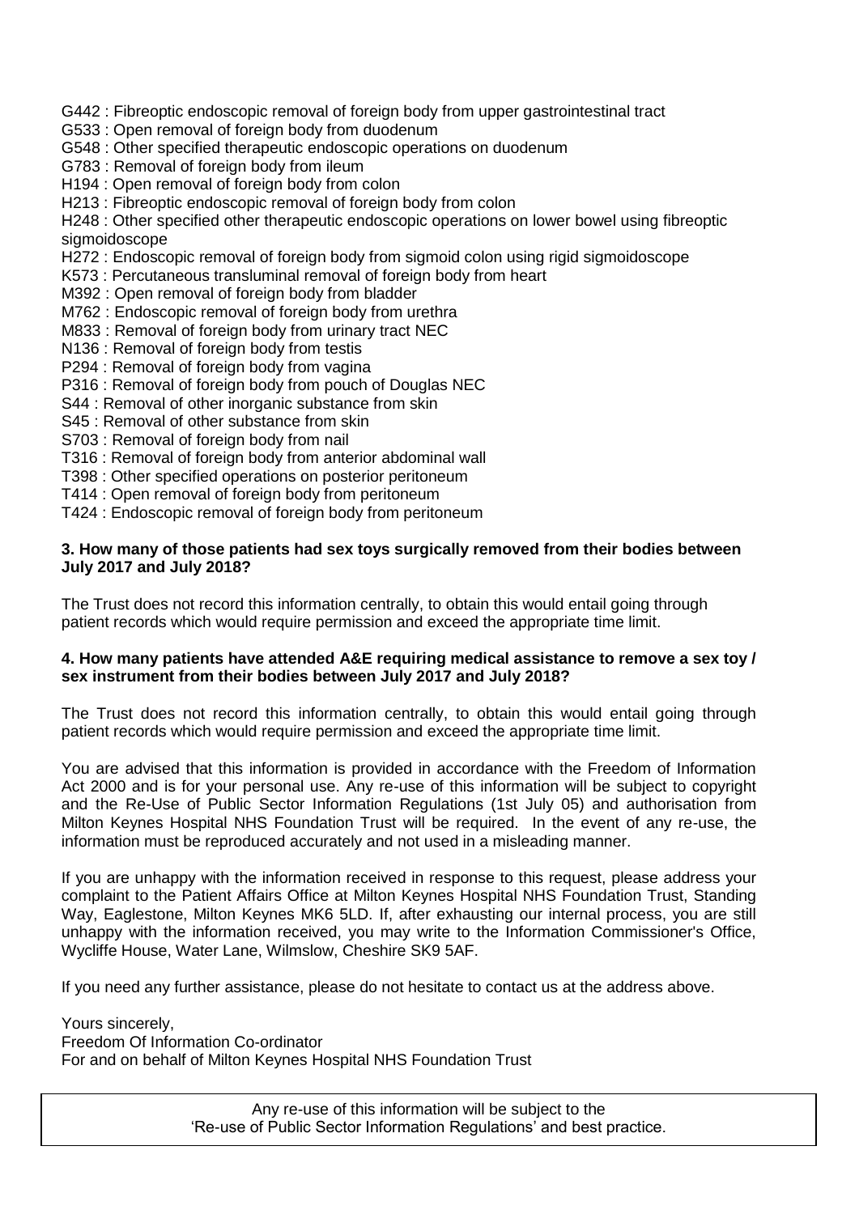G442 : Fibreoptic endoscopic removal of foreign body from upper gastrointestinal tract
G533 : Open removal of foreign body from duodenum
G548 : Other specified therapeutic endoscopic operations on duodenum
G783 : Removal of foreign body from ileum
H194 : Open removal of foreign body from colon
H213 : Fibreoptic endoscopic removal of foreign body from colon
H248 : Other specified other therapeutic endoscopic operations on lower bowel using fibreoptic sigmoidoscope
H272 : Endoscopic removal of foreign body from sigmoid colon using rigid sigmoidoscope
K573 : Percutaneous transluminal removal of foreign body from heart
M392 : Open removal of foreign body from bladder
M762 : Endoscopic removal of foreign body from urethra
M833 : Removal of foreign body from urinary tract NEC
N136 : Removal of foreign body from testis
P294 : Removal of foreign body from vagina
P316 : Removal of foreign body from pouch of Douglas NEC
S44 : Removal of other inorganic substance from skin
S45 : Removal of other substance from skin
S703 : Removal of foreign body from nail
T316 : Removal of foreign body from anterior abdominal wall
T398 : Other specified operations on posterior peritoneum
T414 : Open removal of foreign body from peritoneum
T424 : Endoscopic removal of foreign body from peritoneum

**3. How many of those patients had sex toys surgically removed from their bodies between July 2017 and July 2018?**

The Trust does not record this information centrally, to obtain this would entail going through patient records which would require permission and exceed the appropriate time limit.

**4. How many patients have attended A&E requiring medical assistance to remove a sex toy / sex instrument from their bodies between July 2017 and July 2018?**

The Trust does not record this information centrally, to obtain this would entail going through patient records which would require permission and exceed the appropriate time limit.

You are advised that this information is provided in accordance with the Freedom of Information Act 2000 and is for your personal use. Any re-use of this information will be subject to copyright and the Re-Use of Public Sector Information Regulations (1st July 05) and authorisation from Milton Keynes Hospital NHS Foundation Trust will be required. In the event of any re-use, the information must be reproduced accurately and not used in a misleading manner.

If you are unhappy with the information received in response to this request, please address your complaint to the Patient Affairs Office at Milton Keynes Hospital NHS Foundation Trust, Standing Way, Eaglestone, Milton Keynes MK6 5LD. If, after exhausting our internal process, you are still unhappy with the information received, you may write to the Information Commissioner's Office, Wycliffe House, Water Lane, Wilmslow, Cheshire SK9 5AF.

If you need any further assistance, please do not hesitate to contact us at the address above.

Yours sincerely,
Freedom Of Information Co-ordinator
For and on behalf of Milton Keynes Hospital NHS Foundation Trust

Any re-use of this information will be subject to the
'Re-use of Public Sector Information Regulations' and best practice.